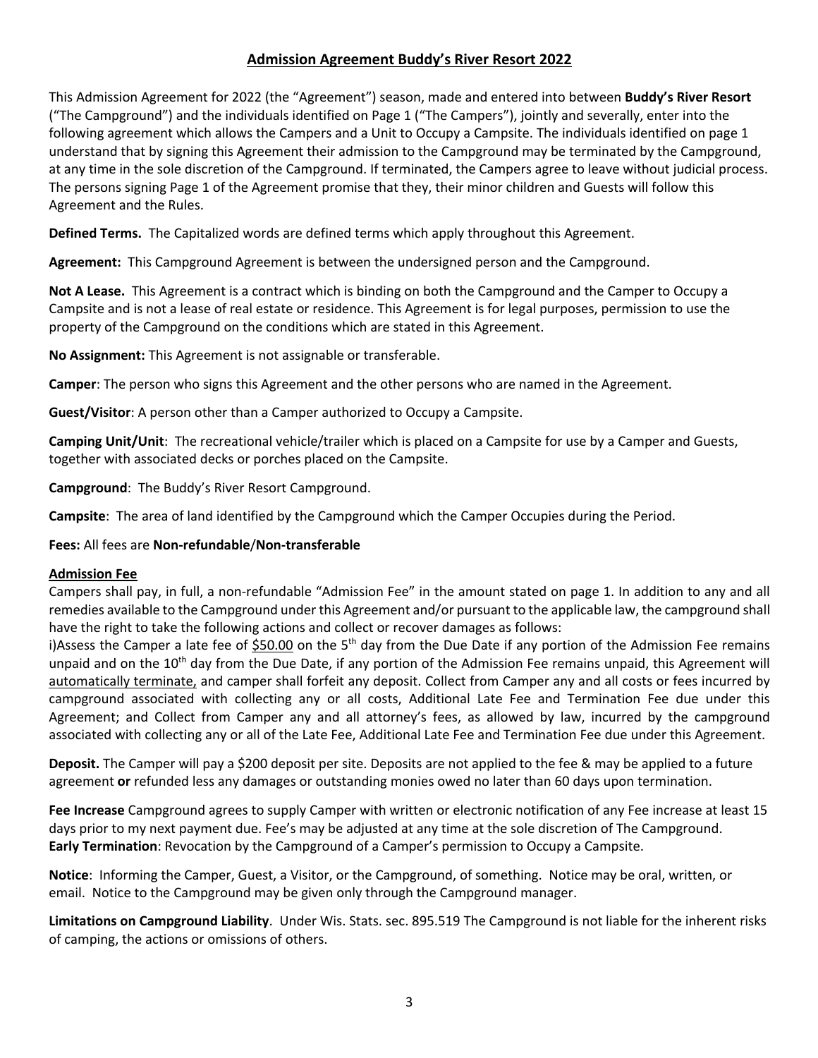# Admission Agreement Buddy's River Resort 2022

This Admission Agreement for 2022 (the "Agreement") season, made and entered into between **Buddy's River Resort** ("The Campground") and the individuals identified on Page 1 ("The Campers"), jointly and severally, enter into the following agreement which allows the Campers and a Unit to Occupy a Campsite. The individuals identified on page 1 understand that by signing this Agreement their admission to the Campground may be terminated by the Campground, at any time in the sole discretion of the Campground. If terminated, the Campers agree to leave without judicial process. The persons signing Page 1 of the Agreement promise that they, their minor children and Guests will follow this Agreement and the Rules.

**Defined Terms.** The Capitalized words are defined terms which apply throughout this Agreement.

**Agreement:** This Campground Agreement is between the undersigned person and the Campground.

**Not A Lease.** This Agreement is a contract which is binding on both the Campground and the Camper to Occupy a Campsite and is not a lease of real estate or residence. This Agreement is for legal purposes, permission to use the property of the Campground on the conditions which are stated in this Agreement.

**No Assignment:** This Agreement is not assignable or transferable.

**Camper**: The person who signs this Agreement and the other persons who are named in the Agreement.

**Guest/Visitor**: A person other than a Camper authorized to Occupy a Campsite.

**Camping Unit/Unit**: The recreational vehicle/trailer which is placed on a Campsite for use by a Camper and Guests, together with associated decks or porches placed on the Campsite.

**Campground**: The Buddy's River Resort Campground.

**Campsite**: The area of land identified by the Campground which the Camper Occupies during the Period.

**Fees:** All fees are **Non-refundable**/**Non-transferable**

**Admission Fee**

Campers shall pay, in full, a non-refundable "Admission Fee" in the amount stated on page 1. In addition to any and all remedies available to the Campground under this Agreement and/or pursuant to the applicable law, the campground shall have the right to take the following actions and collect or recover damages as follows:

i)Assess the Camper a late fee of $50.00 on the 5th day from the Due Date if any portion of the Admission Fee remains unpaid and on the 10th day from the Due Date, if any portion of the Admission Fee remains unpaid, this Agreement will automatically terminate, and camper shall forfeit any deposit. Collect from Camper any and all costs or fees incurred by campground associated with collecting any or all costs, Additional Late Fee and Termination Fee due under this Agreement; and Collect from Camper any and all attorney's fees, as allowed by law, incurred by the campground associated with collecting any or all of the Late Fee, Additional Late Fee and Termination Fee due under this Agreement.

**Deposit.** The Camper will pay a $200 deposit per site. Deposits are not applied to the fee & may be applied to a future agreement **or** refunded less any damages or outstanding monies owed no later than 60 days upon termination.

**Fee Increase** Campground agrees to supply Camper with written or electronic notification of any Fee increase at least 15 days prior to my next payment due. Fee's may be adjusted at any time at the sole discretion of The Campground.

**Early Termination**: Revocation by the Campground of a Camper's permission to Occupy a Campsite.

**Notice**: Informing the Camper, Guest, a Visitor, or the Campground, of something. Notice may be oral, written, or email. Notice to the Campground may be given only through the Campground manager.

**Limitations on Campground Liability**. Under Wis. Stats. sec. 895.519 The Campground is not liable for the inherent risks of camping, the actions or omissions of others.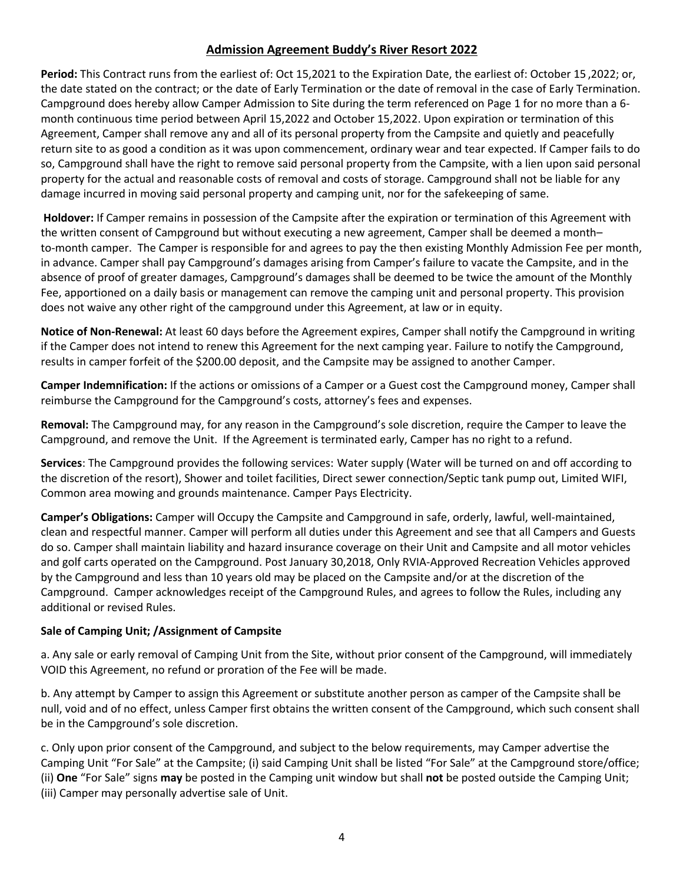## Admission Agreement Buddy's River Resort 2022

**Period:** This Contract runs from the earliest of: Oct 15,2021 to the Expiration Date, the earliest of: October 15 ,2022; or, the date stated on the contract; or the date of Early Termination or the date of removal in the case of Early Termination. Campground does hereby allow Camper Admission to Site during the term referenced on Page 1 for no more than a 6-month continuous time period between April 15,2022 and October 15,2022. Upon expiration or termination of this Agreement, Camper shall remove any and all of its personal property from the Campsite and quietly and peacefully return site to as good a condition as it was upon commencement, ordinary wear and tear expected. If Camper fails to do so, Campground shall have the right to remove said personal property from the Campsite, with a lien upon said personal property for the actual and reasonable costs of removal and costs of storage. Campground shall not be liable for any damage incurred in moving said personal property and camping unit, nor for the safekeeping of same.

**Holdover:** If Camper remains in possession of the Campsite after the expiration or termination of this Agreement with the written consent of Campground but without executing a new agreement, Camper shall be deemed a month–to-month camper. The Camper is responsible for and agrees to pay the then existing Monthly Admission Fee per month, in advance. Camper shall pay Campground's damages arising from Camper's failure to vacate the Campsite, and in the absence of proof of greater damages, Campground's damages shall be deemed to be twice the amount of the Monthly Fee, apportioned on a daily basis or management can remove the camping unit and personal property. This provision does not waive any other right of the campground under this Agreement, at law or in equity.

**Notice of Non-Renewal:** At least 60 days before the Agreement expires, Camper shall notify the Campground in writing if the Camper does not intend to renew this Agreement for the next camping year. Failure to notify the Campground, results in camper forfeit of the $200.00 deposit, and the Campsite may be assigned to another Camper.

**Camper Indemnification:** If the actions or omissions of a Camper or a Guest cost the Campground money, Camper shall reimburse the Campground for the Campground's costs, attorney's fees and expenses.

**Removal:** The Campground may, for any reason in the Campground's sole discretion, require the Camper to leave the Campground, and remove the Unit. If the Agreement is terminated early, Camper has no right to a refund.

**Services**: The Campground provides the following services: Water supply (Water will be turned on and off according to the discretion of the resort), Shower and toilet facilities, Direct sewer connection/Septic tank pump out, Limited WIFI, Common area mowing and grounds maintenance. Camper Pays Electricity.

**Camper's Obligations:** Camper will Occupy the Campsite and Campground in safe, orderly, lawful, well-maintained, clean and respectful manner. Camper will perform all duties under this Agreement and see that all Campers and Guests do so. Camper shall maintain liability and hazard insurance coverage on their Unit and Campsite and all motor vehicles and golf carts operated on the Campground. Post January 30,2018, Only RVIA-Approved Recreation Vehicles approved by the Campground and less than 10 years old may be placed on the Campsite and/or at the discretion of the Campground. Camper acknowledges receipt of the Campground Rules, and agrees to follow the Rules, including any additional or revised Rules.

**Sale of Camping Unit; /Assignment of Campsite**

a. Any sale or early removal of Camping Unit from the Site, without prior consent of the Campground, will immediately VOID this Agreement, no refund or proration of the Fee will be made.

b. Any attempt by Camper to assign this Agreement or substitute another person as camper of the Campsite shall be null, void and of no effect, unless Camper first obtains the written consent of the Campground, which such consent shall be in the Campground's sole discretion.

c. Only upon prior consent of the Campground, and subject to the below requirements, may Camper advertise the Camping Unit "For Sale" at the Campsite; (i) said Camping Unit shall be listed "For Sale" at the Campground store/office; (ii) **One** "For Sale" signs **may** be posted in the Camping unit window but shall **not** be posted outside the Camping Unit; (iii) Camper may personally advertise sale of Unit.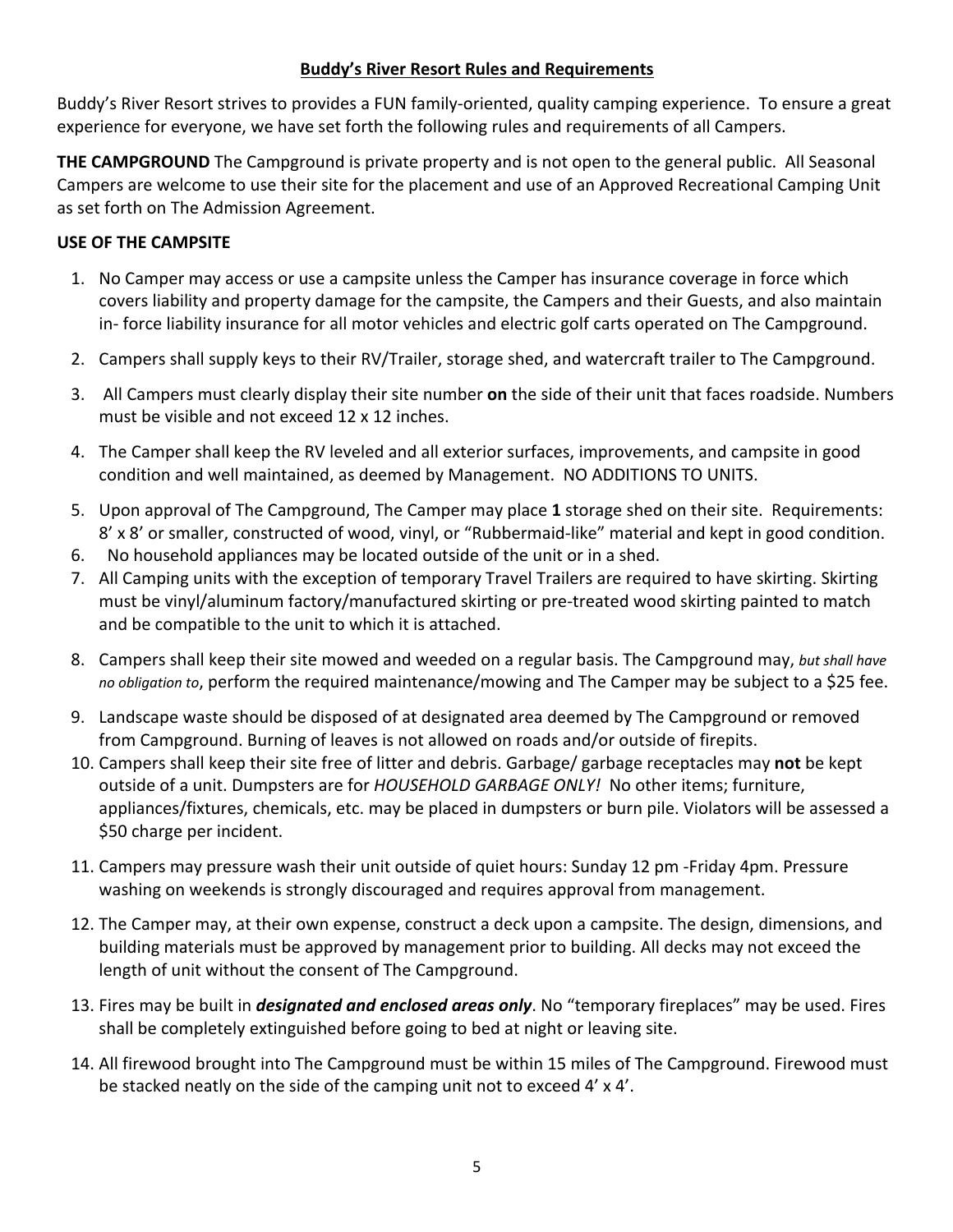## **Buddy's River Resort Rules and Requirements**

Buddy's River Resort strives to provides a FUN family-oriented, quality camping experience. To ensure a great experience for everyone, we have set forth the following rules and requirements of all Campers.

**THE CAMPGROUND** The Campground is private property and is not open to the general public. All Seasonal Campers are welcome to use their site for the placement and use of an Approved Recreational Camping Unit as set forth on The Admission Agreement.

### USE OF THE CAMPSITE

1. No Camper may access or use a campsite unless the Camper has insurance coverage in force which covers liability and property damage for the campsite, the Campers and their Guests, and also maintain in- force liability insurance for all motor vehicles and electric golf carts operated on The Campground.
2. Campers shall supply keys to their RV/Trailer, storage shed, and watercraft trailer to The Campground.
3. All Campers must clearly display their site number **on** the side of their unit that faces roadside. Numbers must be visible and not exceed 12 x 12 inches.
4. The Camper shall keep the RV leveled and all exterior surfaces, improvements, and campsite in good condition and well maintained, as deemed by Management. NO ADDITIONS TO UNITS.
5. Upon approval of The Campground, The Camper may place **1** storage shed on their site. Requirements: 8' x 8' or smaller, constructed of wood, vinyl, or "Rubbermaid-like" material and kept in good condition.
6. No household appliances may be located outside of the unit or in a shed.
7. All Camping units with the exception of temporary Travel Trailers are required to have skirting. Skirting must be vinyl/aluminum factory/manufactured skirting or pre-treated wood skirting painted to match and be compatible to the unit to which it is attached.
8. Campers shall keep their site mowed and weeded on a regular basis. The Campground may, *but shall have no obligation to*, perform the required maintenance/mowing and The Camper may be subject to a $25 fee.
9. Landscape waste should be disposed of at designated area deemed by The Campground or removed from Campground. Burning of leaves is not allowed on roads and/or outside of firepits.
10. Campers shall keep their site free of litter and debris. Garbage/ garbage receptacles may **not** be kept outside of a unit. Dumpsters are for *HOUSEHOLD GARBAGE ONLY!* No other items; furniture, appliances/fixtures, chemicals, etc. may be placed in dumpsters or burn pile. Violators will be assessed a $50 charge per incident.
11. Campers may pressure wash their unit outside of quiet hours: Sunday 12 pm -Friday 4pm. Pressure washing on weekends is strongly discouraged and requires approval from management.
12. The Camper may, at their own expense, construct a deck upon a campsite. The design, dimensions, and building materials must be approved by management prior to building. All decks may not exceed the length of unit without the consent of The Campground.
13. Fires may be built in ***designated and enclosed areas only***. No "temporary fireplaces" may be used. Fires shall be completely extinguished before going to bed at night or leaving site.
14. All firewood brought into The Campground must be within 15 miles of The Campground. Firewood must be stacked neatly on the side of the camping unit not to exceed 4' x 4'.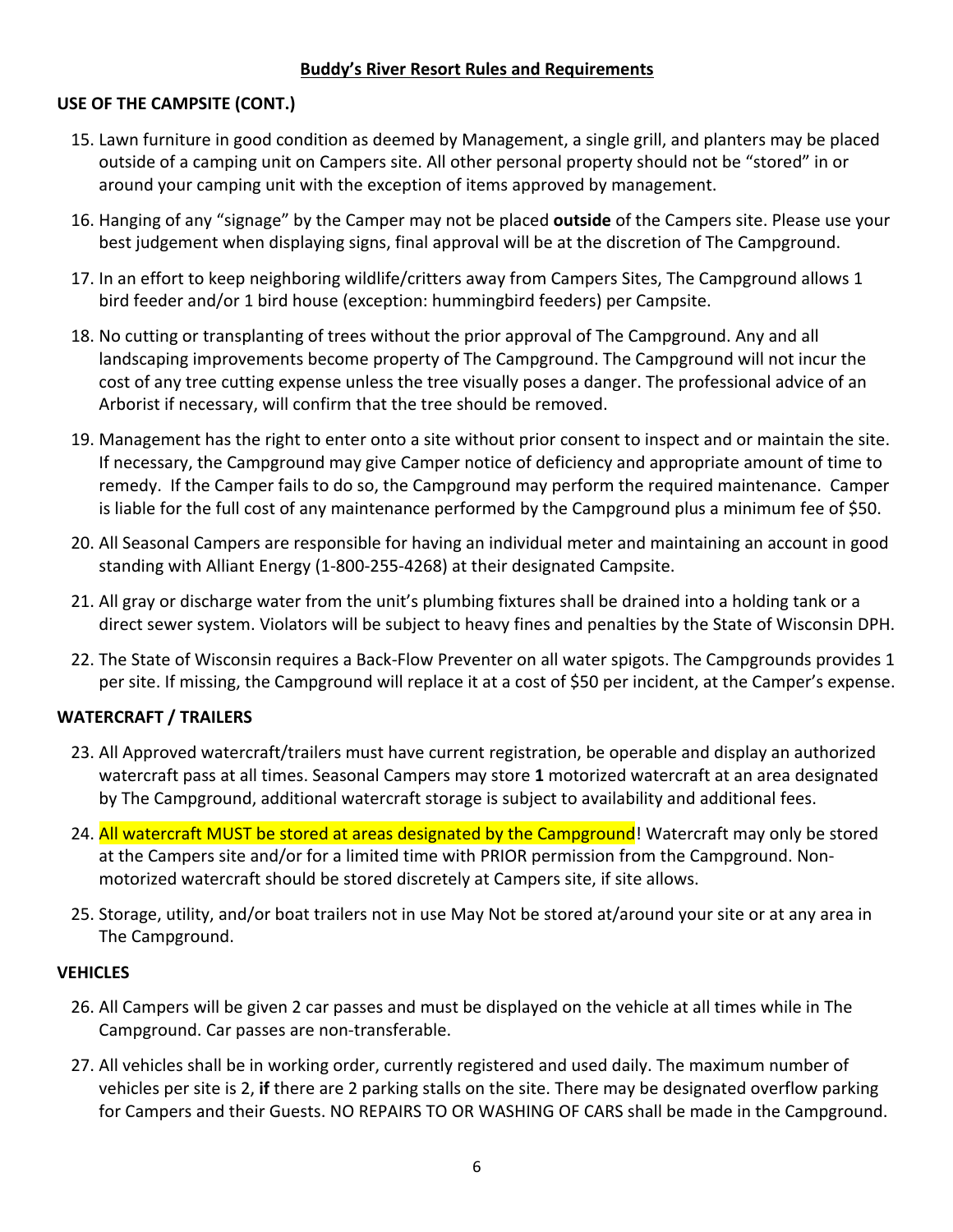## Buddy's River Resort Rules and Requirements

**USE OF THE CAMPSITE (CONT.)**

15. Lawn furniture in good condition as deemed by Management, a single grill, and planters may be placed outside of a camping unit on Campers site. All other personal property should not be "stored" in or around your camping unit with the exception of items approved by management.

16. Hanging of any "signage" by the Camper may not be placed **outside** of the Campers site. Please use your best judgement when displaying signs, final approval will be at the discretion of The Campground.

17. In an effort to keep neighboring wildlife/critters away from Campers Sites, The Campground allows 1 bird feeder and/or 1 bird house (exception: hummingbird feeders) per Campsite.

18. No cutting or transplanting of trees without the prior approval of The Campground. Any and all landscaping improvements become property of The Campground. The Campground will not incur the cost of any tree cutting expense unless the tree visually poses a danger. The professional advice of an Arborist if necessary, will confirm that the tree should be removed.

19. Management has the right to enter onto a site without prior consent to inspect and or maintain the site. If necessary, the Campground may give Camper notice of deficiency and appropriate amount of time to remedy. If the Camper fails to do so, the Campground may perform the required maintenance. Camper is liable for the full cost of any maintenance performed by the Campground plus a minimum fee of $50.

20. All Seasonal Campers are responsible for having an individual meter and maintaining an account in good standing with Alliant Energy (1-800-255-4268) at their designated Campsite.

21. All gray or discharge water from the unit's plumbing fixtures shall be drained into a holding tank or a direct sewer system. Violators will be subject to heavy fines and penalties by the State of Wisconsin DPH.

22. The State of Wisconsin requires a Back-Flow Preventer on all water spigots. The Campgrounds provides 1 per site. If missing, the Campground will replace it at a cost of $50 per incident, at the Camper's expense.

**WATERCRAFT / TRAILERS**

23. All Approved watercraft/trailers must have current registration, be operable and display an authorized watercraft pass at all times. Seasonal Campers may store **1** motorized watercraft at an area designated by The Campground, additional watercraft storage is subject to availability and additional fees.

24. All watercraft MUST be stored at areas designated by the Campground! Watercraft may only be stored at the Campers site and/or for a limited time with PRIOR permission from the Campground. Non-motorized watercraft should be stored discretely at Campers site, if site allows.

25. Storage, utility, and/or boat trailers not in use May Not be stored at/around your site or at any area in The Campground.

**VEHICLES**

26. All Campers will be given 2 car passes and must be displayed on the vehicle at all times while in The Campground. Car passes are non-transferable.

27. All vehicles shall be in working order, currently registered and used daily. The maximum number of vehicles per site is 2, **if** there are 2 parking stalls on the site. There may be designated overflow parking for Campers and their Guests. NO REPAIRS TO OR WASHING OF CARS shall be made in the Campground.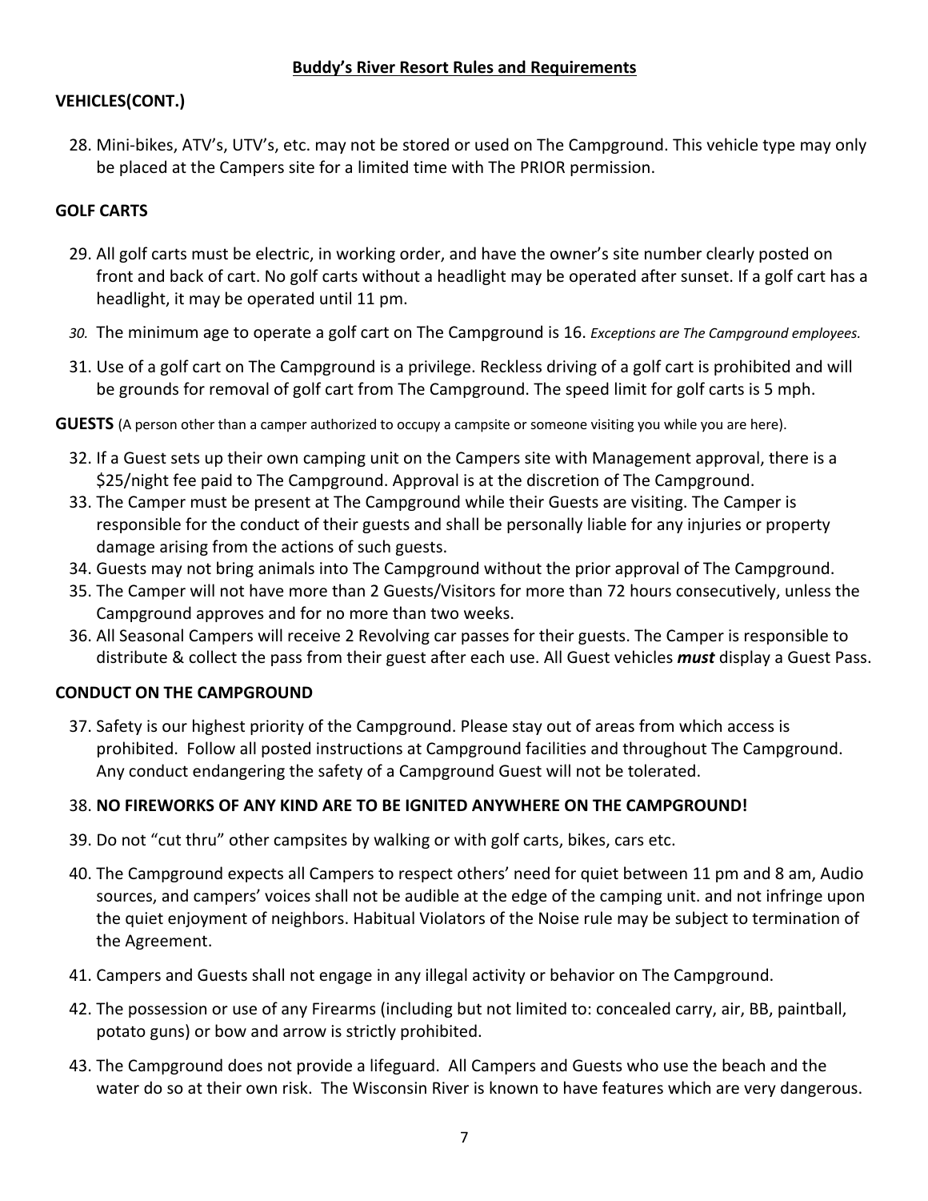**Buddy's River Resort Rules and Requirements**

**VEHICLES(CONT.)**

28. Mini-bikes, ATV's, UTV's, etc. may not be stored or used on The Campground. This vehicle type may only be placed at the Campers site for a limited time with The PRIOR permission.

**GOLF CARTS**

29. All golf carts must be electric, in working order, and have the owner's site number clearly posted on front and back of cart. No golf carts without a headlight may be operated after sunset. If a golf cart has a headlight, it may be operated until 11 pm.
30. The minimum age to operate a golf cart on The Campground is 16. *Exceptions are The Campground employees.*
31. Use of a golf cart on The Campground is a privilege. Reckless driving of a golf cart is prohibited and will be grounds for removal of golf cart from The Campground. The speed limit for golf carts is 5 mph.

**GUESTS** (A person other than a camper authorized to occupy a campsite or someone visiting you while you are here).

32. If a Guest sets up their own camping unit on the Campers site with Management approval, there is a $25/night fee paid to The Campground. Approval is at the discretion of The Campground.
33. The Camper must be present at The Campground while their Guests are visiting. The Camper is responsible for the conduct of their guests and shall be personally liable for any injuries or property damage arising from the actions of such guests.
34. Guests may not bring animals into The Campground without the prior approval of The Campground.
35. The Camper will not have more than 2 Guests/Visitors for more than 72 hours consecutively, unless the Campground approves and for no more than two weeks.
36. All Seasonal Campers will receive 2 Revolving car passes for their guests. The Camper is responsible to distribute & collect the pass from their guest after each use. All Guest vehicles ***must*** display a Guest Pass.

**CONDUCT ON THE CAMPGROUND**

37. Safety is our highest priority of the Campground. Please stay out of areas from which access is prohibited. Follow all posted instructions at Campground facilities and throughout The Campground. Any conduct endangering the safety of a Campground Guest will not be tolerated.
38. **NO FIREWORKS OF ANY KIND ARE TO BE IGNITED ANYWHERE ON THE CAMPGROUND!**
39. Do not "cut thru" other campsites by walking or with golf carts, bikes, cars etc.
40. The Campground expects all Campers to respect others' need for quiet between 11 pm and 8 am, Audio sources, and campers' voices shall not be audible at the edge of the camping unit. and not infringe upon the quiet enjoyment of neighbors. Habitual Violators of the Noise rule may be subject to termination of the Agreement.
41. Campers and Guests shall not engage in any illegal activity or behavior on The Campground.
42. The possession or use of any Firearms (including but not limited to: concealed carry, air, BB, paintball, potato guns) or bow and arrow is strictly prohibited.
43. The Campground does not provide a lifeguard. All Campers and Guests who use the beach and the water do so at their own risk. The Wisconsin River is known to have features which are very dangerous.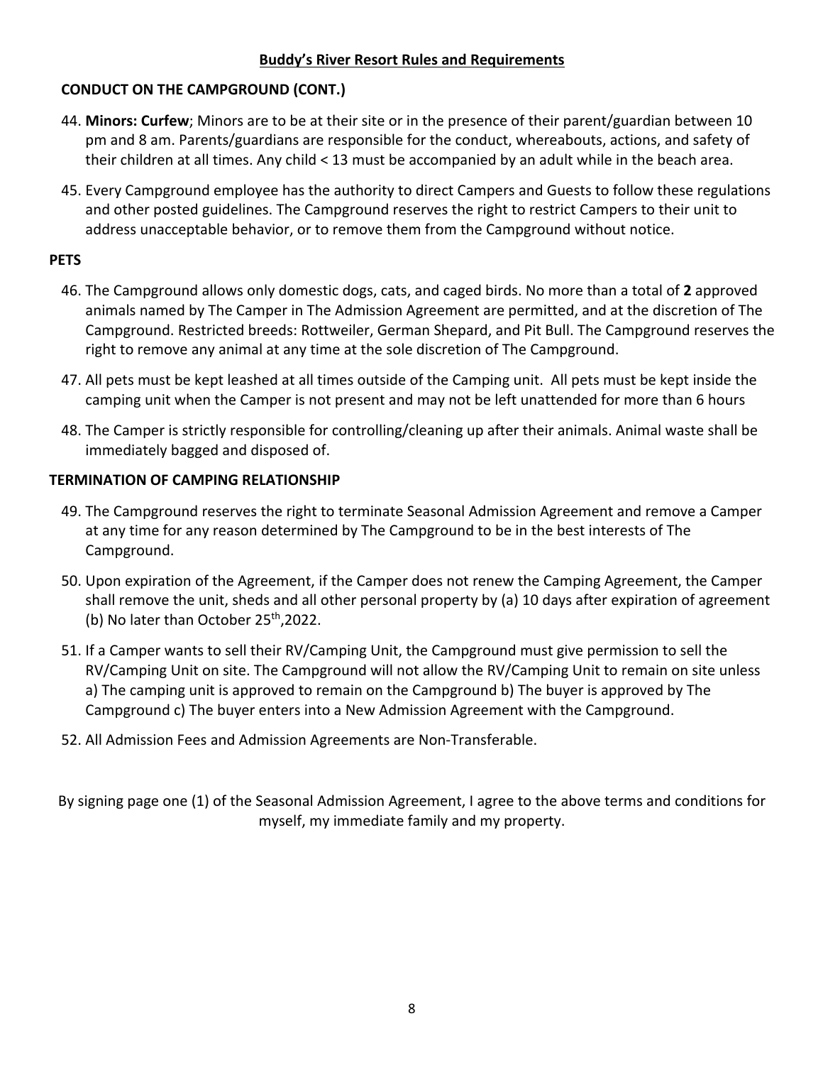## Buddy's River Resort Rules and Requirements

### CONDUCT ON THE CAMPGROUND (CONT.)

44. **Minors: Curfew**; Minors are to be at their site or in the presence of their parent/guardian between 10 pm and 8 am. Parents/guardians are responsible for the conduct, whereabouts, actions, and safety of their children at all times. Any child < 13 must be accompanied by an adult while in the beach area.

45. Every Campground employee has the authority to direct Campers and Guests to follow these regulations and other posted guidelines. The Campground reserves the right to restrict Campers to their unit to address unacceptable behavior, or to remove them from the Campground without notice.

### PETS

46. The Campground allows only domestic dogs, cats, and caged birds. No more than a total of **2** approved animals named by The Camper in The Admission Agreement are permitted, and at the discretion of The Campground. Restricted breeds: Rottweiler, German Shepard, and Pit Bull. The Campground reserves the right to remove any animal at any time at the sole discretion of The Campground.

47. All pets must be kept leashed at all times outside of the Camping unit. All pets must be kept inside the camping unit when the Camper is not present and may not be left unattended for more than 6 hours

48. The Camper is strictly responsible for controlling/cleaning up after their animals. Animal waste shall be immediately bagged and disposed of.

### TERMINATION OF CAMPING RELATIONSHIP

49. The Campground reserves the right to terminate Seasonal Admission Agreement and remove a Camper at any time for any reason determined by The Campground to be in the best interests of The Campground.

50. Upon expiration of the Agreement, if the Camper does not renew the Camping Agreement, the Camper shall remove the unit, sheds and all other personal property by (a) 10 days after expiration of agreement (b) No later than October 25th,2022.

51. If a Camper wants to sell their RV/Camping Unit, the Campground must give permission to sell the RV/Camping Unit on site. The Campground will not allow the RV/Camping Unit to remain on site unless a) The camping unit is approved to remain on the Campground b) The buyer is approved by The Campground c) The buyer enters into a New Admission Agreement with the Campground.

52. All Admission Fees and Admission Agreements are Non-Transferable.

By signing page one (1) of the Seasonal Admission Agreement, I agree to the above terms and conditions for myself, my immediate family and my property.